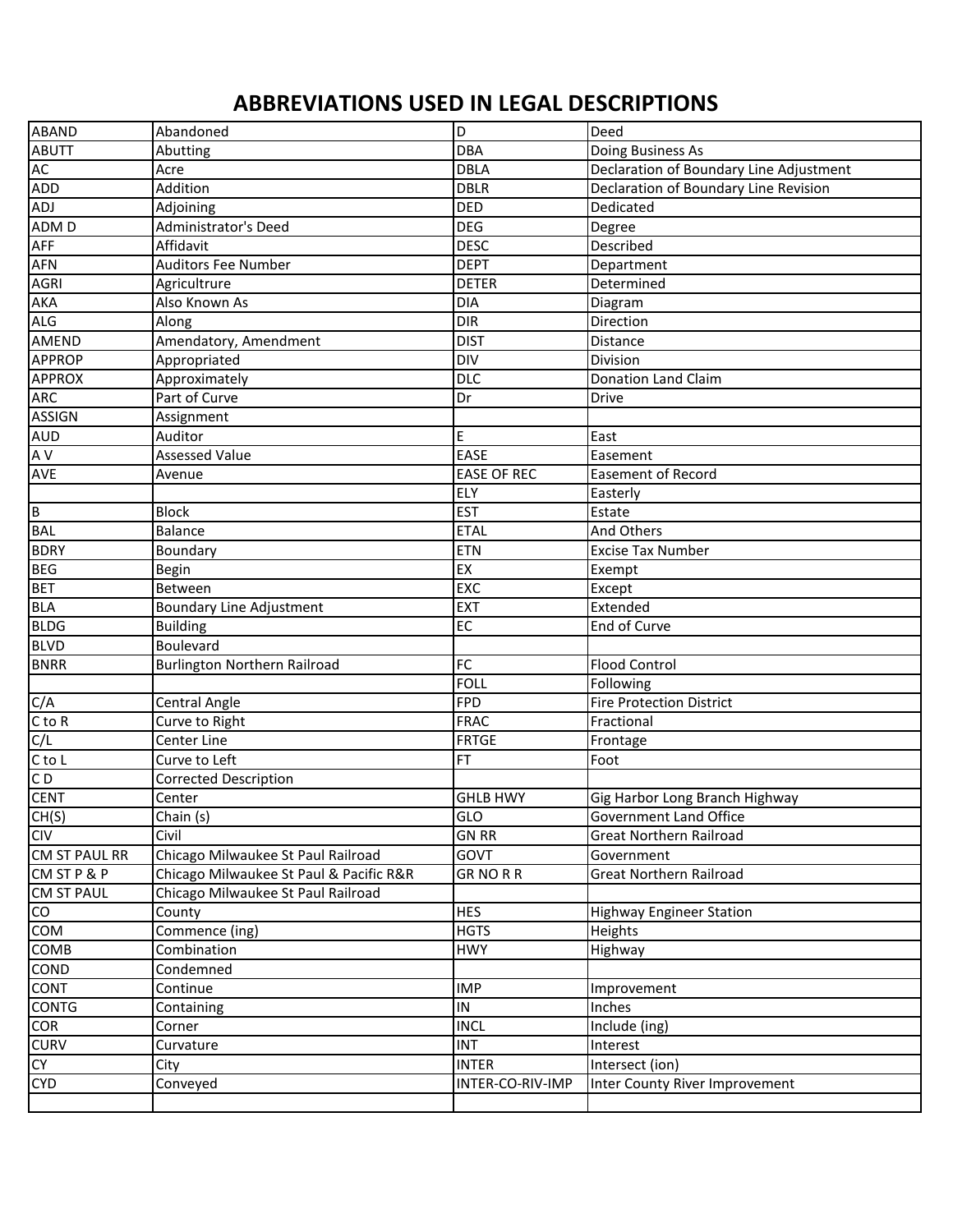# ABBREVIATIONS USED IN LEGAL DESCRIPTIONS

| | | | |
|---|---|---|---|
| ABAND | Abandoned | D | Deed |
| ABUTT | Abutting | DBA | Doing Business As |
| AC | Acre | DBLA | Declaration of Boundary Line Adjustment |
| ADD | Addition | DBLR | Declaration of Boundary Line Revision |
| ADJ | Adjoining | DED | Dedicated |
| ADM D | Administrator's Deed | DEG | Degree |
| AFF | Affidavit | DESC | Described |
| AFN | Auditors Fee Number | DEPT | Department |
| AGRI | Agricultrure | DETER | Determined |
| AKA | Also Known As | DIA | Diagram |
| ALG | Along | DIR | Direction |
| AMEND | Amendatory, Amendment | DIST | Distance |
| APPROP | Appropriated | DIV | Division |
| APPROX | Approximately | DLC | Donation Land Claim |
| ARC | Part of Curve | Dr | Drive |
| ASSIGN | Assignment | | |
| AUD | Auditor | E | East |
| A V | Assessed Value | EASE | Easement |
| AVE | Avenue | EASE OF REC | Easement of Record |
| | | ELY | Easterly |
| B | Block | EST | Estate |
| BAL | Balance | ETAL | And Others |
| BDRY | Boundary | ETN | Excise Tax Number |
| BEG | Begin | EX | Exempt |
| BET | Between | EXC | Except |
| BLA | Boundary Line Adjustment | EXT | Extended |
| BLDG | Building | EC | End of Curve |
| BLVD | Boulevard | | |
| BNRR | Burlington Northern Railroad | FC | Flood Control |
| | | FOLL | Following |
| C/A | Central Angle | FPD | Fire Protection District |
| C to R | Curve to Right | FRAC | Fractional |
| C/L | Center Line | FRTGE | Frontage |
| C to L | Curve to Left | FT | Foot |
| C D | Corrected Description | | |
| CENT | Center | GHLB HWY | Gig Harbor Long Branch Highway |
| CH(S) | Chain (s) | GLO | Government Land Office |
| CIV | Civil | GN RR | Great Northern Railroad |
| CM ST PAUL RR | Chicago Milwaukee St Paul Railroad | GOVT | Government |
| CM ST P & P | Chicago Milwaukee St Paul & Pacific R&R | GR NO R R | Great Northern Railroad |
| CM ST PAUL | Chicago Milwaukee St Paul Railroad | | |
| CO | County | HES | Highway Engineer Station |
| COM | Commence (ing) | HGTS | Heights |
| COMB | Combination | HWY | Highway |
| COND | Condemned | | |
| CONT | Continue | IMP | Improvement |
| CONTG | Containing | IN | Inches |
| COR | Corner | INCL | Include (ing) |
| CURV | Curvature | INT | Interest |
| CY | City | INTER | Intersect (ion) |
| CYD | Conveyed | INTER-CO-RIV-IMP | Inter County River Improvement |
| | | | |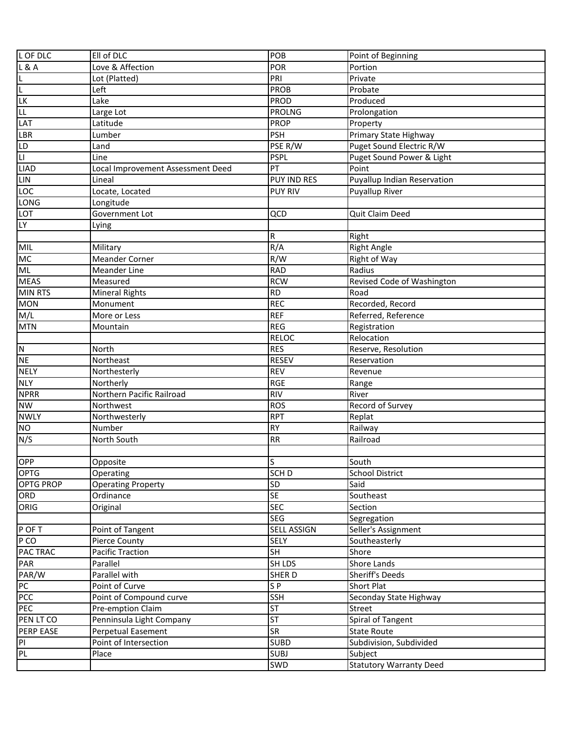| | | | |
|---|---|---|---|
| L OF DLC | Ell of DLC | POB | Point of Beginning |
| L & A | Love & Affection | POR | Portion |
| L | Lot (Platted) | PRI | Private |
| L | Left | PROB | Probate |
| LK | Lake | PROD | Produced |
| LL | Large Lot | PROLNG | Prolongation |
| LAT | Latitude | PROP | Property |
| LBR | Lumber | PSH | Primary State Highway |
| LD | Land | PSE R/W | Puget Sound Electric R/W |
| LI | Line | PSPL | Puget Sound Power & Light |
| LIAD | Local Improvement Assessment Deed | PT | Point |
| LIN | Lineal | PUY IND RES | Puyallup Indian Reservation |
| LOC | Locate, Located | PUY RIV | Puyallup River |
| LONG | Longitude | | |
| LOT | Government Lot | QCD | Quit Claim Deed |
| LY | Lying | | |
| | | R | Right |
| MIL | Military | R/A | Right Angle |
| MC | Meander Corner | R/W | Right of Way |
| ML | Meander Line | RAD | Radius |
| MEAS | Measured | RCW | Revised Code of Washington |
| MIN RTS | Mineral Rights | RD | Road |
| MON | Monument | REC | Recorded, Record |
| M/L | More or Less | REF | Referred, Reference |
| MTN | Mountain | REG | Registration |
| | | RELOC | Relocation |
| N | North | RES | Reserve, Resolution |
| NE | Northeast | RESEV | Reservation |
| NELY | Northesterly | REV | Revenue |
| NLY | Northerly | RGE | Range |
| NPRR | Northern Pacific Railroad | RIV | River |
| NW | Northwest | ROS | Record of Survey |
| NWLY | Northwesterly | RPT | Replat |
| NO | Number | RY | Railway |
| N/S | North South | RR | Railroad |
| | | | |
| OPP | Opposite | S | South |
| OPTG | Operating | SCH D | School District |
| OPTG PROP | Operating Property | SD | Said |
| ORD | Ordinance | SE | Southeast |
| ORIG | Original | SEC | Section |
| | | SEG | Segregation |
| P OF T | Point of Tangent | SELL ASSIGN | Seller's Assignment |
| P CO | Pierce County | SELY | Southeasterly |
| PAC TRAC | Pacific Traction | SH | Shore |
| PAR | Parallel | SH LDS | Shore Lands |
| PAR/W | Parallel with | SHER D | Sheriff's Deeds |
| PC | Point of Curve | S P | Short Plat |
| PCC | Point of Compound curve | SSH | Seconday State Highway |
| PEC | Pre-emption Claim | ST | Street |
| PEN LT CO | Penninsula Light Company | ST | Spiral of Tangent |
| PERP EASE | Perpetual Easement | SR | State Route |
| PI | Point of Intersection | SUBD | Subdivision, Subdivided |
| PL | Place | SUBJ | Subject |
| | | SWD | Statutory Warranty Deed |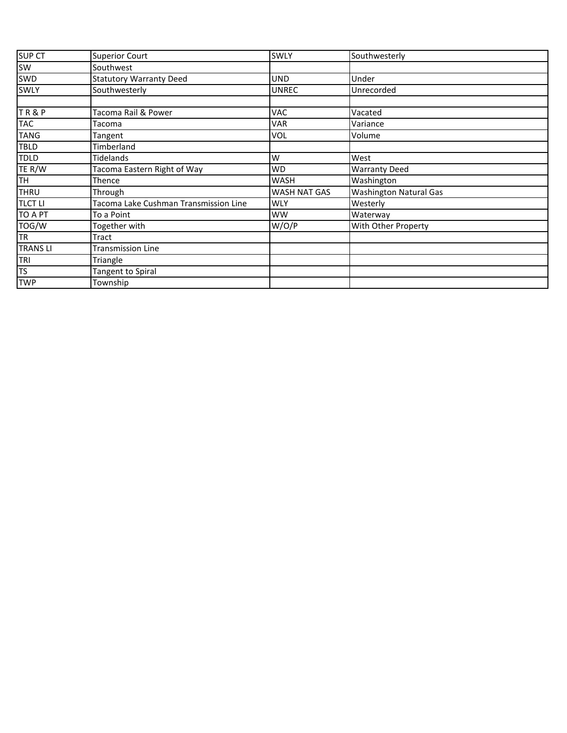| | | | |
|---|---|---|---|
| SUP CT | Superior Court | SWLY | Southwesterly |
| SW | Southwest | | |
| SWD | Statutory Warranty Deed | UND | Under |
| SWLY | Southwesterly | UNREC | Unrecorded |
| | | | |
| T R & P | Tacoma Rail & Power | VAC | Vacated |
| TAC | Tacoma | VAR | Variance |
| TANG | Tangent | VOL | Volume |
| TBLD | Timberland | | |
| TDLD | Tidelands | W | West |
| TE R/W | Tacoma Eastern Right of Way | WD | Warranty Deed |
| TH | Thence | WASH | Washington |
| THRU | Through | WASH NAT GAS | Washington Natural Gas |
| TLCT LI | Tacoma Lake Cushman Transmission Line | WLY | Westerly |
| TO A PT | To a Point | WW | Waterway |
| TOG/W | Together with | W/O/P | With Other Property |
| TR | Tract | | |
| TRANS LI | Transmission Line | | |
| TRI | Triangle | | |
| TS | Tangent to Spiral | | |
| TWP | Township | | |